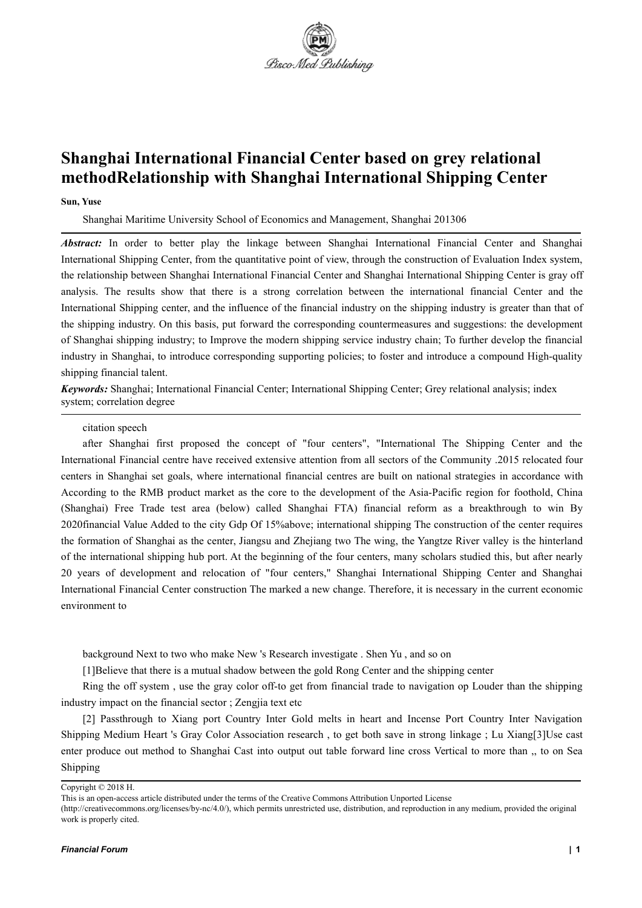# Shanghai International Financial Center based on grey relational methodRelationship with Shanghai International Shipping Center

**Sun, Yuse**

Shanghai Maritime University School of Economics and Management, Shanghai 201306

***Abstract:*** In order to better play the linkage between Shanghai International Financial Center and Shanghai International Shipping Center, from the quantitative point of view, through the construction of Evaluation Index system, the relationship between Shanghai International Financial Center and Shanghai International Shipping Center is gray off analysis. The results show that there is a strong correlation between the international financial Center and the International Shipping center, and the influence of the financial industry on the shipping industry is greater than that of the shipping industry. On this basis, put forward the corresponding countermeasures and suggestions: the development of Shanghai shipping industry; to Improve the modern shipping service industry chain; To further develop the financial industry in Shanghai, to introduce corresponding supporting policies; to foster and introduce a compound High-quality shipping financial talent.

***Keywords:*** Shanghai; International Financial Center; International Shipping Center; Grey relational analysis; index system; correlation degree

citation speech

after Shanghai first proposed the concept of "four centers", "International The Shipping Center and the International Financial centre have received extensive attention from all sectors of the Community .2015 relocated four centers in Shanghai set goals, where international financial centres are built on national strategies in accordance with According to the RMB product market as the core to the development of the Asia-Pacific region for foothold, China (Shanghai) Free Trade test area (below) called Shanghai FTA) financial reform as a breakthrough to win By 2020financial Value Added to the city Gdp Of 15%above; international shipping The construction of the center requires the formation of Shanghai as the center, Jiangsu and Zhejiang two The wing, the Yangtze River valley is the hinterland of the international shipping hub port. At the beginning of the four centers, many scholars studied this, but after nearly 20 years of development and relocation of "four centers," Shanghai International Shipping Center and Shanghai International Financial Center construction The marked a new change. Therefore, it is necessary in the current economic environment to

background Next to two who make New 's Research investigate . Shen Yu , and so on

[1]Believe that there is a mutual shadow between the gold Rong Center and the shipping center

Ring the off system , use the gray color off-to get from financial trade to navigation op Louder than the shipping industry impact on the financial sector ; Zengjia text etc

[2] Passthrough to Xiang port Country Inter Gold melts in heart and Incense Port Country Inter Navigation Shipping Medium Heart 's Gray Color Association research , to get both save in strong linkage ; Lu Xiang[3]Use cast enter produce out method to Shanghai Cast into output out table forward line cross Vertical to more than ,, to on Sea Shipping

Copyright © 2018 H.

This is an open-access article distributed under the terms of the Creative Commons Attribution Unported License (http://creativecommons.org/licenses/by-nc/4.0/), which permits unrestricted use, distribution, and reproduction in any medium, provided the original work is properly cited.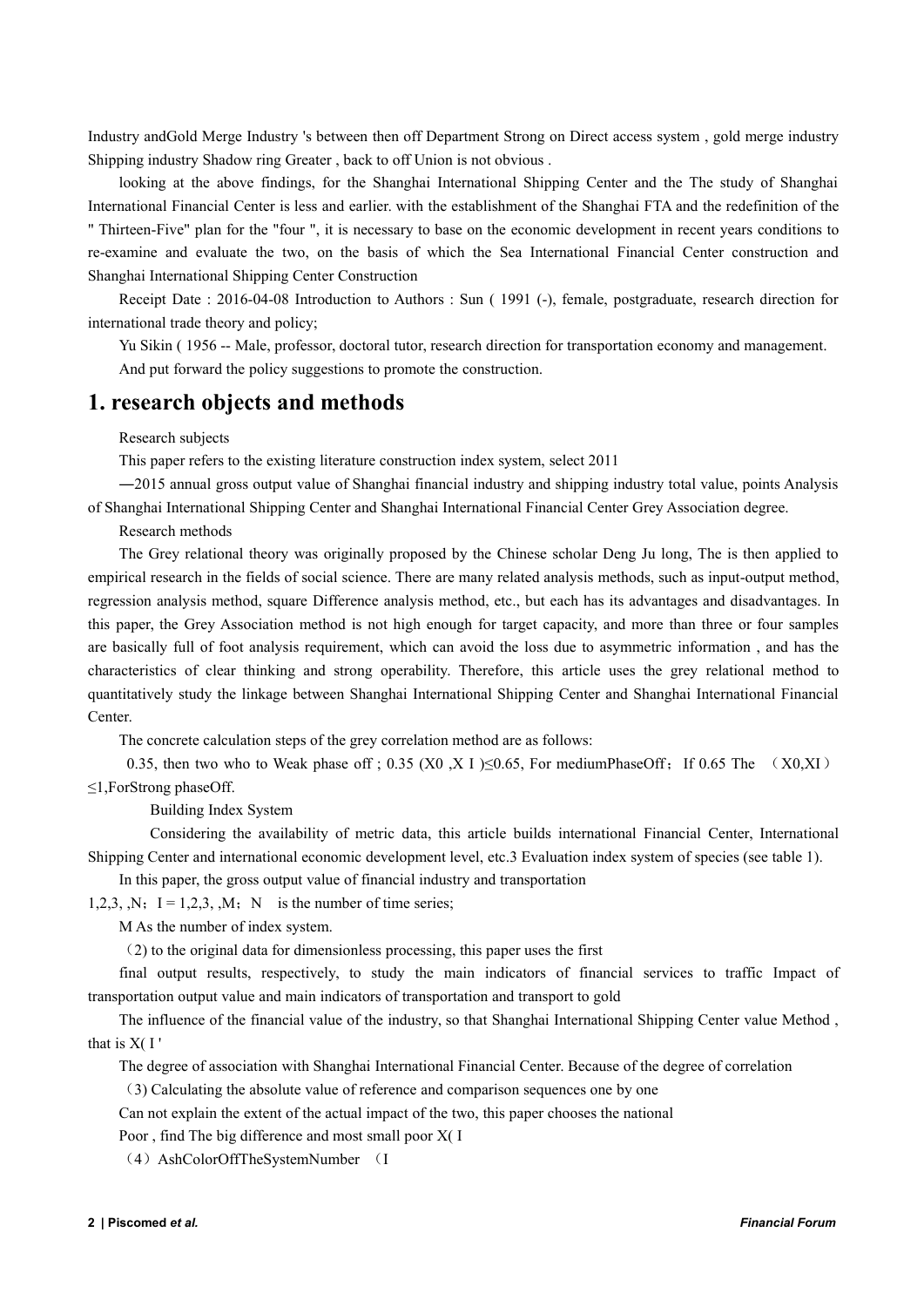Industry andGold Merge Industry 's between then off Department Strong on Direct access system , gold merge industry Shipping industry Shadow ring Greater , back to off Union is not obvious .

looking at the above findings, for the Shanghai International Shipping Center and the The study of Shanghai International Financial Center is less and earlier. with the establishment of the Shanghai FTA and the redefinition of the " Thirteen-Five" plan for the "four ", it is necessary to base on the economic development in recent years conditions to re-examine and evaluate the two, on the basis of which the Sea International Financial Center construction and Shanghai International Shipping Center Construction

Receipt Date : 2016-04-08 Introduction to Authors : Sun ( 1991 (-), female, postgraduate, research direction for international trade theory and policy;

Yu Sikin ( 1956 -- Male, professor, doctoral tutor, research direction for transportation economy and management.

And put forward the policy suggestions to promote the construction.

## 1. research objects and methods

Research subjects

This paper refers to the existing literature construction index system, select 2011

—2015 annual gross output value of Shanghai financial industry and shipping industry total value, points Analysis of Shanghai International Shipping Center and Shanghai International Financial Center Grey Association degree.

Research methods

The Grey relational theory was originally proposed by the Chinese scholar Deng Ju long, The is then applied to empirical research in the fields of social science. There are many related analysis methods, such as input-output method, regression analysis method, square Difference analysis method, etc., but each has its advantages and disadvantages. In this paper, the Grey Association method is not high enough for target capacity, and more than three or four samples are basically full of foot analysis requirement, which can avoid the loss due to asymmetric information , and has the characteristics of clear thinking and strong operability. Therefore, this article uses the grey relational method to quantitatively study the linkage between Shanghai International Shipping Center and Shanghai International Financial Center.

The concrete calculation steps of the grey correlation method are as follows:

0.35, then two who to Weak phase off ; 0.35 (X0 ,X I )≤0.65, For mediumPhaseOff；If 0.65 The （X0,XI）≤1,ForStrong phaseOff.

Building Index System

Considering the availability of metric data, this article builds international Financial Center, International Shipping Center and international economic development level, etc.3 Evaluation index system of species (see table 1).

In this paper, the gross output value of financial industry and transportation

1,2,3, ,N；I = 1,2,3, ,M；N is the number of time series;

M As the number of index system.

（2) to the original data for dimensionless processing, this paper uses the first

final output results, respectively, to study the main indicators of financial services to traffic Impact of transportation output value and main indicators of transportation and transport to gold

The influence of the financial value of the industry, so that Shanghai International Shipping Center value Method , that is X( I '

The degree of association with Shanghai International Financial Center. Because of the degree of correlation

（3) Calculating the absolute value of reference and comparison sequences one by one

Can not explain the extent of the actual impact of the two, this paper chooses the national

Poor , find The big difference and most small poor X( I

（4）AshColorOffTheSystemNumber （I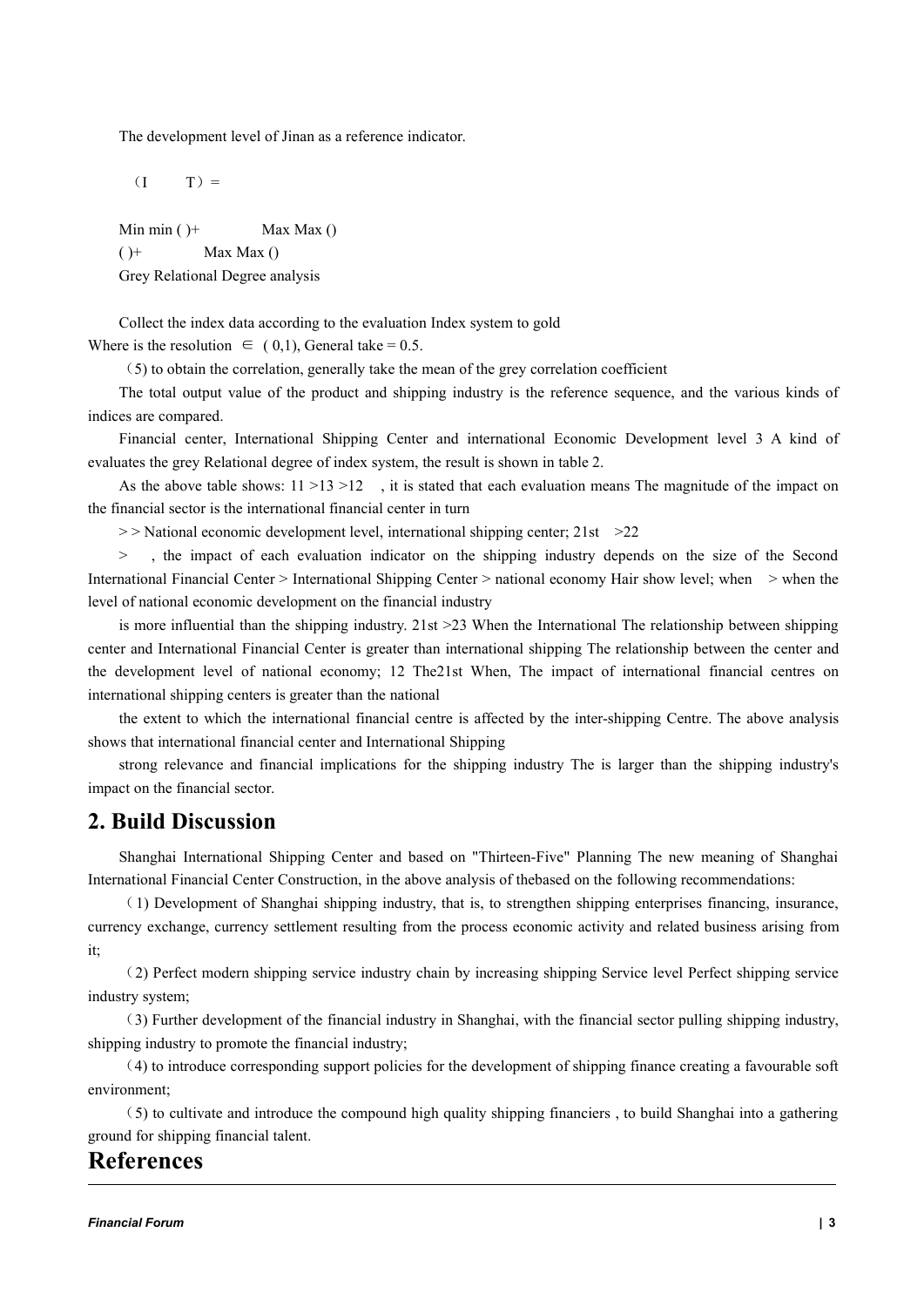The development level of Jinan as a reference indicator.

（I　　T）=

Min min ( )+　　　　Max Max ()

( )+　　　　Max Max ()

Grey Relational Degree analysis

Collect the index data according to the evaluation Index system to gold

Where is the resolution ∈ ( 0,1), General take = 0.5.

（5) to obtain the correlation, generally take the mean of the grey correlation coefficient

The total output value of the product and shipping industry is the reference sequence, and the various kinds of indices are compared.

Financial center, International Shipping Center and international Economic Development level 3 A kind of evaluates the grey Relational degree of index system, the result is shown in table 2.

As the above table shows: 11 >13 >12 , it is stated that each evaluation means The magnitude of the impact on the financial sector is the international financial center in turn

> > National economic development level, international shipping center; 21st >22

> , the impact of each evaluation indicator on the shipping industry depends on the size of the Second International Financial Center > International Shipping Center > national economy Hair show level; when > when the level of national economic development on the financial industry

is more influential than the shipping industry. 21st >23 When the International The relationship between shipping center and International Financial Center is greater than international shipping The relationship between the center and the development level of national economy; 12 The21st When, The impact of international financial centres on international shipping centers is greater than the national

the extent to which the international financial centre is affected by the inter-shipping Centre. The above analysis shows that international financial center and International Shipping

strong relevance and financial implications for the shipping industry The is larger than the shipping industry's impact on the financial sector.

## 2. Build Discussion

Shanghai International Shipping Center and based on "Thirteen-Five" Planning The new meaning of Shanghai International Financial Center Construction, in the above analysis of thebased on the following recommendations:

（1) Development of Shanghai shipping industry, that is, to strengthen shipping enterprises financing, insurance, currency exchange, currency settlement resulting from the process economic activity and related business arising from it;

（2) Perfect modern shipping service industry chain by increasing shipping Service level Perfect shipping service industry system;

（3) Further development of the financial industry in Shanghai, with the financial sector pulling shipping industry, shipping industry to promote the financial industry;

（4) to introduce corresponding support policies for the development of shipping finance creating a favourable soft environment;

（5) to cultivate and introduce the compound high quality shipping financiers , to build Shanghai into a gathering ground for shipping financial talent.

# References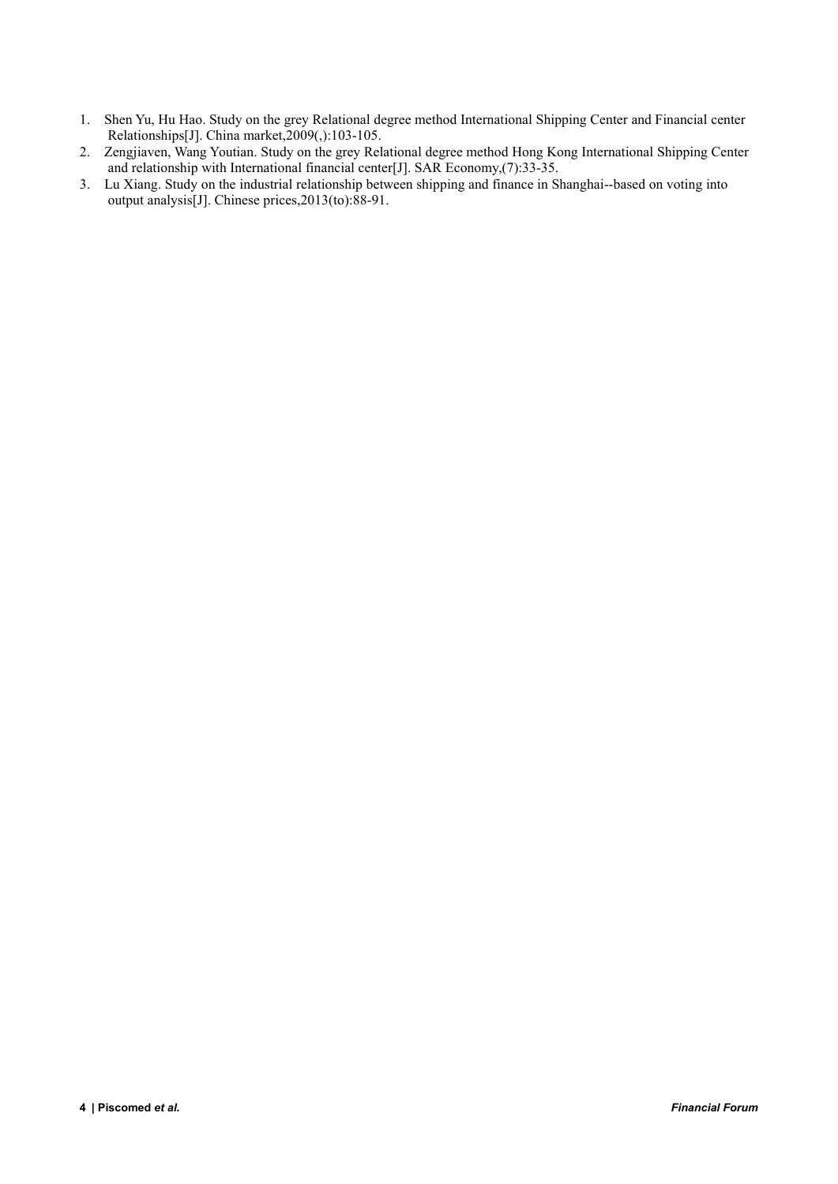1. Shen Yu, Hu Hao. Study on the grey Relational degree method International Shipping Center and Financial center Relationships[J]. China market,2009(,):103-105.
2. Zengjiaven, Wang Youtian. Study on the grey Relational degree method Hong Kong International Shipping Center and relationship with International financial center[J]. SAR Economy,(7):33-35.
3. Lu Xiang. Study on the industrial relationship between shipping and finance in Shanghai--based on voting into output analysis[J]. Chinese prices,2013(to):88-91.